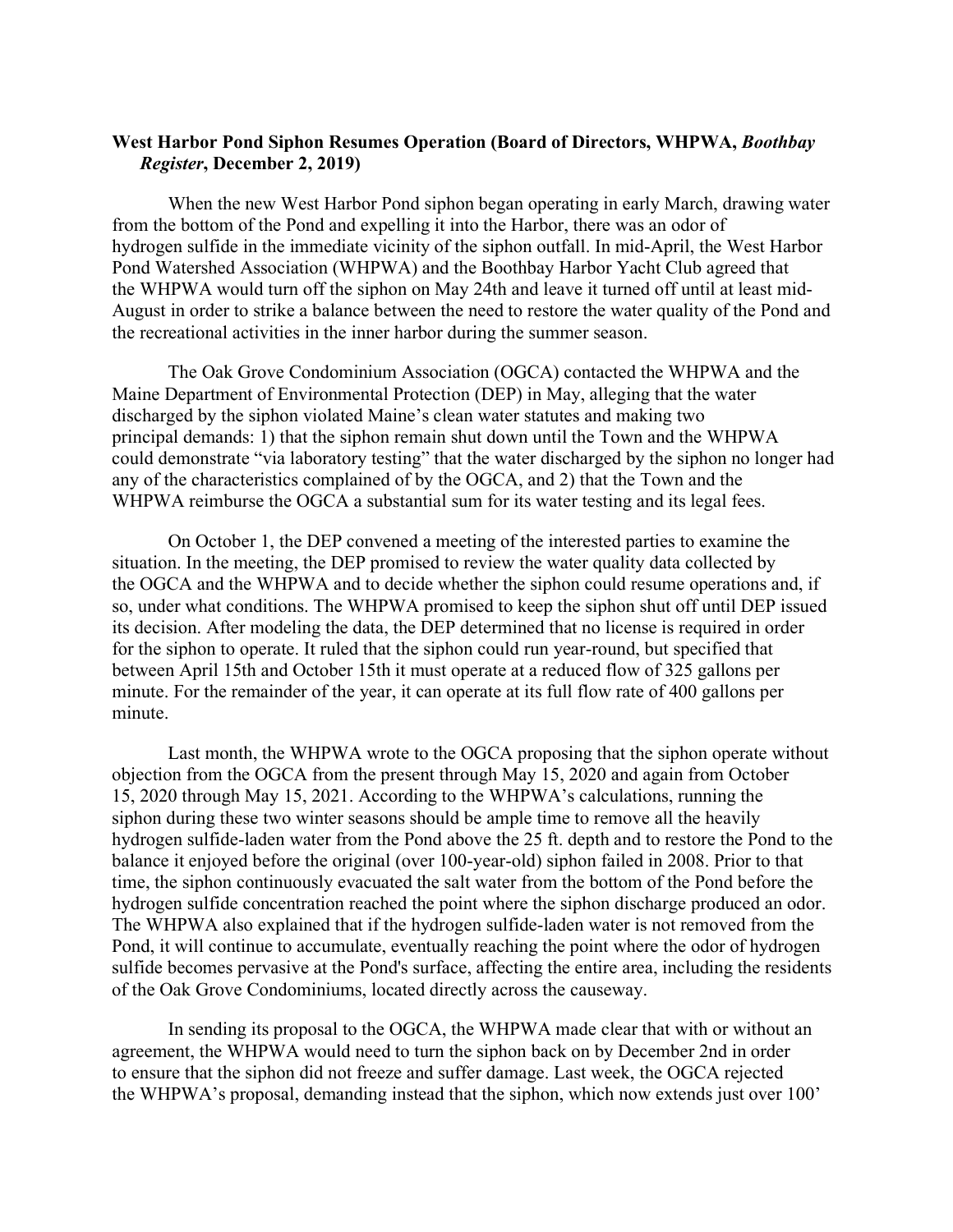**West Harbor Pond Siphon Resumes Operation (Board of Directors, WHPWA, *Boothbay Register*, December 2, 2019)**

When the new West Harbor Pond siphon began operating in early March, drawing water from the bottom of the Pond and expelling it into the Harbor, there was an odor of hydrogen sulfide in the immediate vicinity of the siphon outfall. In mid-April, the West Harbor Pond Watershed Association (WHPWA) and the Boothbay Harbor Yacht Club agreed that the WHPWA would turn off the siphon on May 24th and leave it turned off until at least mid-August in order to strike a balance between the need to restore the water quality of the Pond and the recreational activities in the inner harbor during the summer season.

The Oak Grove Condominium Association (OGCA) contacted the WHPWA and the Maine Department of Environmental Protection (DEP) in May, alleging that the water discharged by the siphon violated Maine's clean water statutes and making two principal demands: 1) that the siphon remain shut down until the Town and the WHPWA could demonstrate "via laboratory testing" that the water discharged by the siphon no longer had any of the characteristics complained of by the OGCA, and 2) that the Town and the WHPWA reimburse the OGCA a substantial sum for its water testing and its legal fees.

On October 1, the DEP convened a meeting of the interested parties to examine the situation. In the meeting, the DEP promised to review the water quality data collected by the OGCA and the WHPWA and to decide whether the siphon could resume operations and, if so, under what conditions. The WHPWA promised to keep the siphon shut off until DEP issued its decision. After modeling the data, the DEP determined that no license is required in order for the siphon to operate. It ruled that the siphon could run year-round, but specified that between April 15th and October 15th it must operate at a reduced flow of 325 gallons per minute. For the remainder of the year, it can operate at its full flow rate of 400 gallons per minute.

Last month, the WHPWA wrote to the OGCA proposing that the siphon operate without objection from the OGCA from the present through May 15, 2020 and again from October 15, 2020 through May 15, 2021. According to the WHPWA's calculations, running the siphon during these two winter seasons should be ample time to remove all the heavily hydrogen sulfide-laden water from the Pond above the 25 ft. depth and to restore the Pond to the balance it enjoyed before the original (over 100-year-old) siphon failed in 2008. Prior to that time, the siphon continuously evacuated the salt water from the bottom of the Pond before the hydrogen sulfide concentration reached the point where the siphon discharge produced an odor. The WHPWA also explained that if the hydrogen sulfide-laden water is not removed from the Pond, it will continue to accumulate, eventually reaching the point where the odor of hydrogen sulfide becomes pervasive at the Pond's surface, affecting the entire area, including the residents of the Oak Grove Condominiums, located directly across the causeway.

In sending its proposal to the OGCA, the WHPWA made clear that with or without an agreement, the WHPWA would need to turn the siphon back on by December 2nd in order to ensure that the siphon did not freeze and suffer damage. Last week, the OGCA rejected the WHPWA's proposal, demanding instead that the siphon, which now extends just over 100'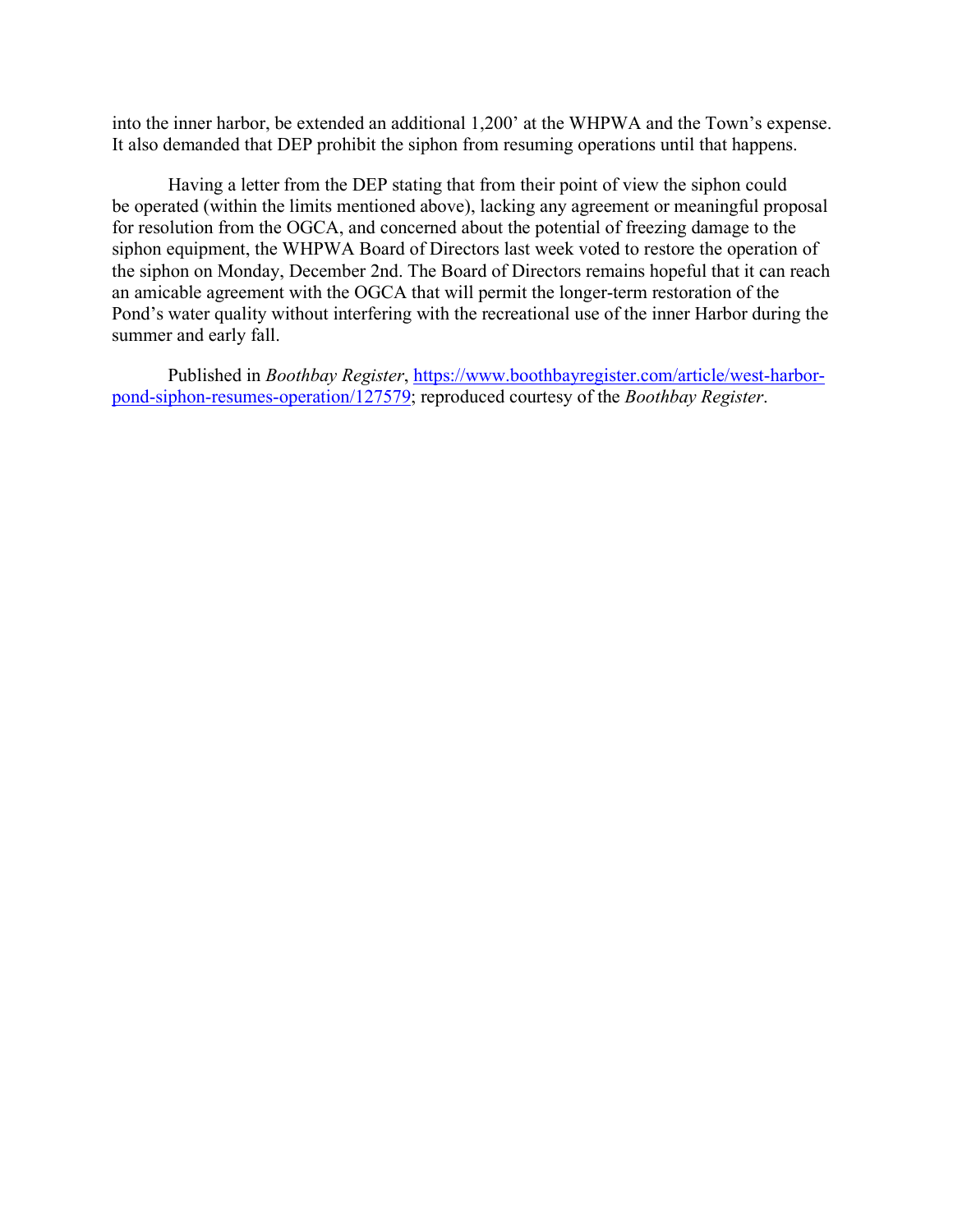into the inner harbor, be extended an additional 1,200’ at the WHPWA and the Town’s expense. It also demanded that DEP prohibit the siphon from resuming operations until that happens.

Having a letter from the DEP stating that from their point of view the siphon could be operated (within the limits mentioned above), lacking any agreement or meaningful proposal for resolution from the OGCA, and concerned about the potential of freezing damage to the siphon equipment, the WHPWA Board of Directors last week voted to restore the operation of the siphon on Monday, December 2nd. The Board of Directors remains hopeful that it can reach an amicable agreement with the OGCA that will permit the longer-term restoration of the Pond’s water quality without interfering with the recreational use of the inner Harbor during the summer and early fall.

Published in *Boothbay Register*, [https://www.boothbayregister.com/article/west-harbor-pond-siphon-resumes-operation/127579](https://www.boothbayregister.com/article/west-harbor-pond-siphon-resumes-operation/127579); reproduced courtesy of the *Boothbay Register*.